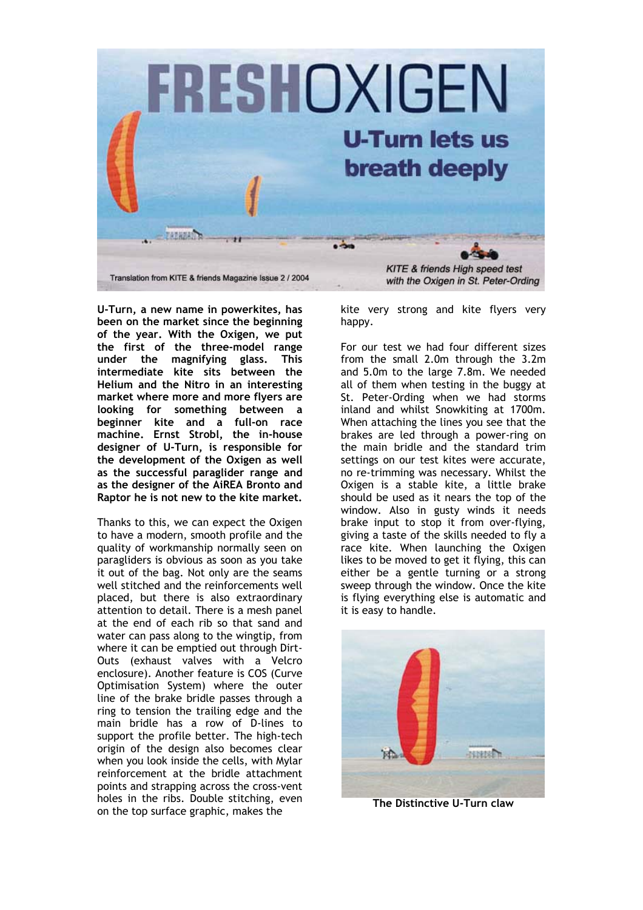# FRESHOXIGEN

## U-Turn lets us breath deeply

Translation from KITE & friends Magazine Issue 2 / 2004

*KITE & friends High speed test with the Oxigen in St. Peter-Ording*

**U-Turn, a new name in powerkites, has been on the market since the beginning of the year. With the Oxigen, we put the first of the three-model range under the magnifying glass. This intermediate kite sits between the Helium and the Nitro in an interesting market where more and more flyers are looking for something between a beginner kite and a full-on race machine. Ernst Strobl, the in-house designer of U-Turn, is responsible for the development of the Oxigen as well as the successful paraglider range and as the designer of the AiREA Bronto and Raptor he is not new to the kite market.**

Thanks to this, we can expect the Oxigen to have a modern, smooth profile and the quality of workmanship normally seen on paragliders is obvious as soon as you take it out of the bag. Not only are the seams well stitched and the reinforcements well placed, but there is also extraordinary attention to detail. There is a mesh panel at the end of each rib so that sand and water can pass along to the wingtip, from where it can be emptied out through Dirt-Outs (exhaust valves with a Velcro enclosure). Another feature is COS (Curve Optimisation System) where the outer line of the brake bridle passes through a ring to tension the trailing edge and the main bridle has a row of D-lines to support the profile better. The high-tech origin of the design also becomes clear when you look inside the cells, with Mylar reinforcement at the bridle attachment points and strapping across the cross-vent holes in the ribs. Double stitching, even on the top surface graphic, makes the kite very strong and kite flyers very happy.

For our test we had four different sizes from the small 2.0m through the 3.2m and 5.0m to the large 7.8m. We needed all of them when testing in the buggy at St. Peter-Ording when we had storms inland and whilst Snowkiting at 1700m. When attaching the lines you see that the brakes are led through a power-ring on the main bridle and the standard trim settings on our test kites were accurate, no re-trimming was necessary. Whilst the Oxigen is a stable kite, a little brake should be used as it nears the top of the window. Also in gusty winds it needs brake input to stop it from over-flying, giving a taste of the skills needed to fly a race kite. When launching the Oxigen likes to be moved to get it flying, this can either be a gentle turning or a strong sweep through the window. Once the kite is flying everything else is automatic and it is easy to handle.

**The Distinctive U-Turn claw**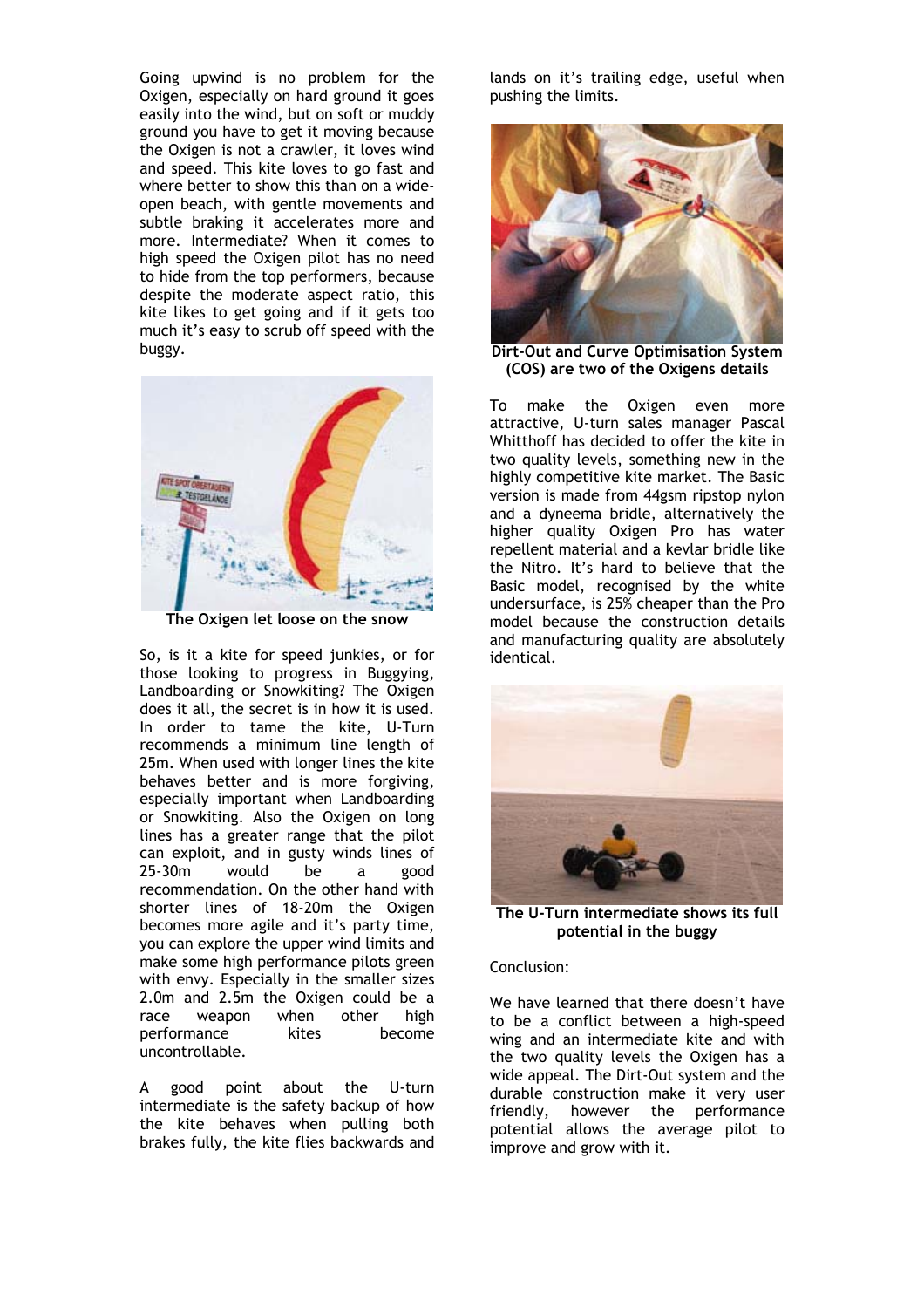Going upwind is no problem for the Oxigen, especially on hard ground it goes easily into the wind, but on soft or muddy ground you have to get it moving because the Oxigen is not a crawler, it loves wind and speed. This kite loves to go fast and where better to show this than on a wide-open beach, with gentle movements and subtle braking it accelerates more and more. Intermediate? When it comes to high speed the Oxigen pilot has no need to hide from the top performers, because despite the moderate aspect ratio, this kite likes to get going and if it gets too much it's easy to scrub off speed with the buggy.

**The Oxigen let loose on the snow**

So, is it a kite for speed junkies, or for those looking to progress in Buggying, Landboarding or Snowkiting? The Oxigen does it all, the secret is in how it is used. In order to tame the kite, U-Turn recommends a minimum line length of 25m. When used with longer lines the kite behaves better and is more forgiving, especially important when Landboarding or Snowkiting. Also the Oxigen on long lines has a greater range that the pilot can exploit, and in gusty winds lines of 25-30m would be a good recommendation. On the other hand with shorter lines of 18-20m the Oxigen becomes more agile and it's party time, you can explore the upper wind limits and make some high performance pilots green with envy. Especially in the smaller sizes 2.0m and 2.5m the Oxigen could be a race weapon when other high performance kites become uncontrollable.

A good point about the U-turn intermediate is the safety backup of how the kite behaves when pulling both brakes fully, the kite flies backwards and lands on it's trailing edge, useful when pushing the limits.

**Dirt-Out and Curve Optimisation System (COS) are two of the Oxigens details**

To make the Oxigen even more attractive, U-turn sales manager Pascal Whitthoff has decided to offer the kite in two quality levels, something new in the highly competitive kite market. The Basic version is made from 44gsm ripstop nylon and a dyneema bridle, alternatively the higher quality Oxigen Pro has water repellent material and a kevlar bridle like the Nitro. It's hard to believe that the Basic model, recognised by the white undersurface, is 25% cheaper than the Pro model because the construction details and manufacturing quality are absolutely identical.

**The U-Turn intermediate shows its full potential in the buggy**

Conclusion:

We have learned that there doesn't have to be a conflict between a high-speed wing and an intermediate kite and with the two quality levels the Oxigen has a wide appeal. The Dirt-Out system and the durable construction make it very user friendly, however the performance potential allows the average pilot to improve and grow with it.